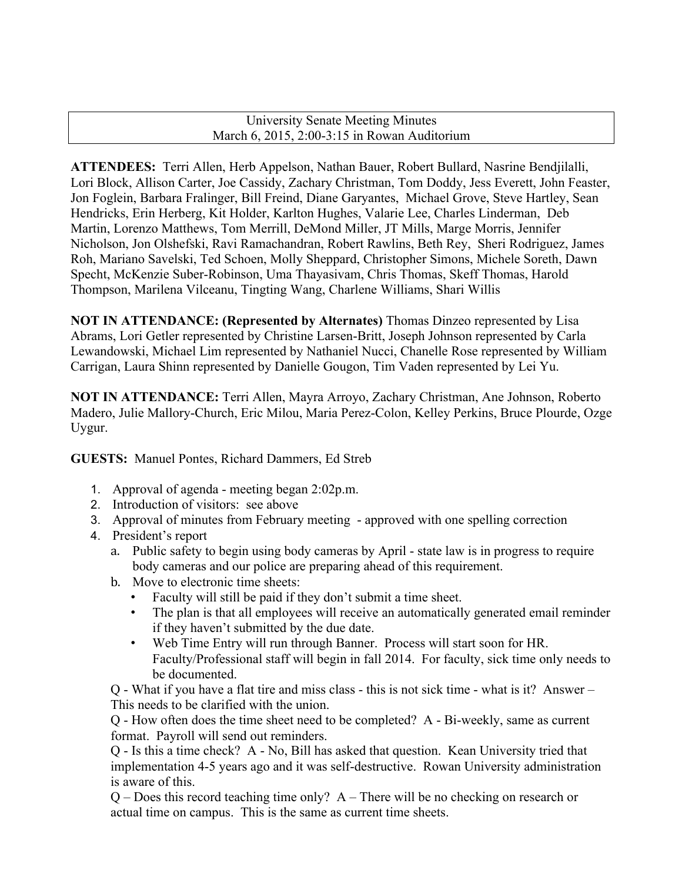University Senate Meeting Minutes
March 6, 2015, 2:00-3:15 in Rowan Auditorium

**ATTENDEES:** Terri Allen, Herb Appelson, Nathan Bauer, Robert Bullard, Nasrine Bendjilalli, Lori Block, Allison Carter, Joe Cassidy, Zachary Christman, Tom Doddy, Jess Everett, John Feaster, Jon Foglein, Barbara Fralinger, Bill Freind, Diane Garyantes, Michael Grove, Steve Hartley, Sean Hendricks, Erin Herberg, Kit Holder, Karlton Hughes, Valarie Lee, Charles Linderman, Deb Martin, Lorenzo Matthews, Tom Merrill, DeMond Miller, JT Mills, Marge Morris, Jennifer Nicholson, Jon Olshefski, Ravi Ramachandran, Robert Rawlins, Beth Rey, Sheri Rodriguez, James Roh, Mariano Savelski, Ted Schoen, Molly Sheppard, Christopher Simons, Michele Soreth, Dawn Specht, McKenzie Suber-Robinson, Uma Thayasivam, Chris Thomas, Skeff Thomas, Harold Thompson, Marilena Vilceanu, Tingting Wang, Charlene Williams, Shari Willis

**NOT IN ATTENDANCE: (Represented by Alternates)** Thomas Dinzeo represented by Lisa Abrams, Lori Getler represented by Christine Larsen-Britt, Joseph Johnson represented by Carla Lewandowski, Michael Lim represented by Nathaniel Nucci, Chanelle Rose represented by William Carrigan, Laura Shinn represented by Danielle Gougon, Tim Vaden represented by Lei Yu.

**NOT IN ATTENDANCE:** Terri Allen, Mayra Arroyo, Zachary Christman, Ane Johnson, Roberto Madero, Julie Mallory-Church, Eric Milou, Maria Perez-Colon, Kelley Perkins, Bruce Plourde, Ozge Uygur.

**GUESTS:** Manuel Pontes, Richard Dammers, Ed Streb

1. Approval of agenda - meeting began 2:02p.m.
2. Introduction of visitors: see above
3. Approval of minutes from February meeting - approved with one spelling correction
4. President's report
   a. Public safety to begin using body cameras by April - state law is in progress to require body cameras and our police are preparing ahead of this requirement.
   b. Move to electronic time sheets:
      - Faculty will still be paid if they don't submit a time sheet.
      - The plan is that all employees will receive an automatically generated email reminder if they haven't submitted by the due date.
      - Web Time Entry will run through Banner. Process will start soon for HR. Faculty/Professional staff will begin in fall 2014. For faculty, sick time only needs to be documented.

   Q - What if you have a flat tire and miss class - this is not sick time - what is it? Answer – This needs to be clarified with the union.

   Q - How often does the time sheet need to be completed? A - Bi-weekly, same as current format. Payroll will send out reminders.

   Q - Is this a time check? A - No, Bill has asked that question. Kean University tried that implementation 4-5 years ago and it was self-destructive. Rowan University administration is aware of this.

   Q – Does this record teaching time only? A – There will be no checking on research or actual time on campus. This is the same as current time sheets.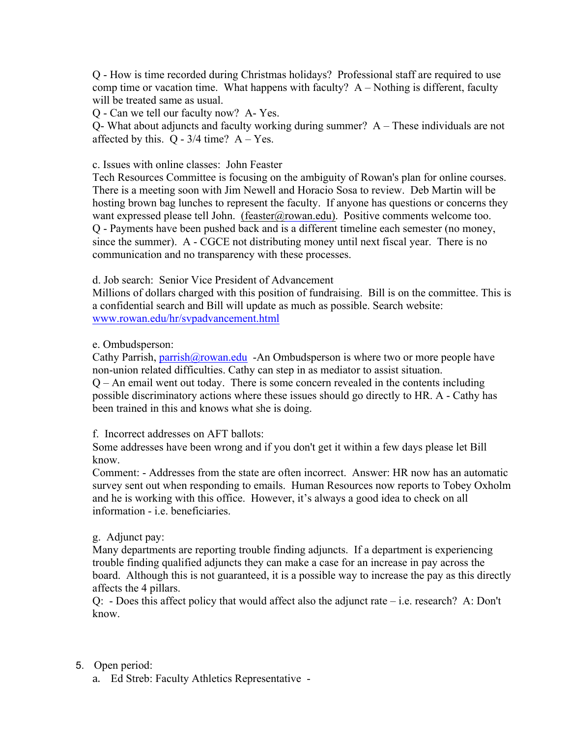Q - How is time recorded during Christmas holidays? Professional staff are required to use comp time or vacation time. What happens with faculty? A – Nothing is different, faculty will be treated same as usual.
Q - Can we tell our faculty now? A- Yes.
Q- What about adjuncts and faculty working during summer? A – These individuals are not affected by this. Q - 3/4 time? A – Yes.

c. Issues with online classes: John Feaster
Tech Resources Committee is focusing on the ambiguity of Rowan's plan for online courses. There is a meeting soon with Jim Newell and Horacio Sosa to review. Deb Martin will be hosting brown bag lunches to represent the faculty. If anyone has questions or concerns they want expressed please tell John. (feaster@rowan.edu). Positive comments welcome too.
Q - Payments have been pushed back and is a different timeline each semester (no money, since the summer). A - CGCE not distributing money until next fiscal year. There is no communication and no transparency with these processes.

d. Job search: Senior Vice President of Advancement
Millions of dollars charged with this position of fundraising. Bill is on the committee. This is a confidential search and Bill will update as much as possible. Search website: www.rowan.edu/hr/svpadvancement.html

e. Ombudsperson:
Cathy Parrish, parrish@rowan.edu -An Ombudsperson is where two or more people have non-union related difficulties. Cathy can step in as mediator to assist situation.
Q – An email went out today. There is some concern revealed in the contents including possible discriminatory actions where these issues should go directly to HR. A - Cathy has been trained in this and knows what she is doing.

f. Incorrect addresses on AFT ballots:
Some addresses have been wrong and if you don't get it within a few days please let Bill know.
Comment: - Addresses from the state are often incorrect. Answer: HR now has an automatic survey sent out when responding to emails. Human Resources now reports to Tobey Oxholm and he is working with this office. However, it's always a good idea to check on all information - i.e. beneficiaries.

g. Adjunct pay:
Many departments are reporting trouble finding adjuncts. If a department is experiencing trouble finding qualified adjuncts they can make a case for an increase in pay across the board. Although this is not guaranteed, it is a possible way to increase the pay as this directly affects the 4 pillars.
Q: - Does this affect policy that would affect also the adjunct rate – i.e. research? A: Don't know.

5. Open period:
   a. Ed Streb: Faculty Athletics Representative -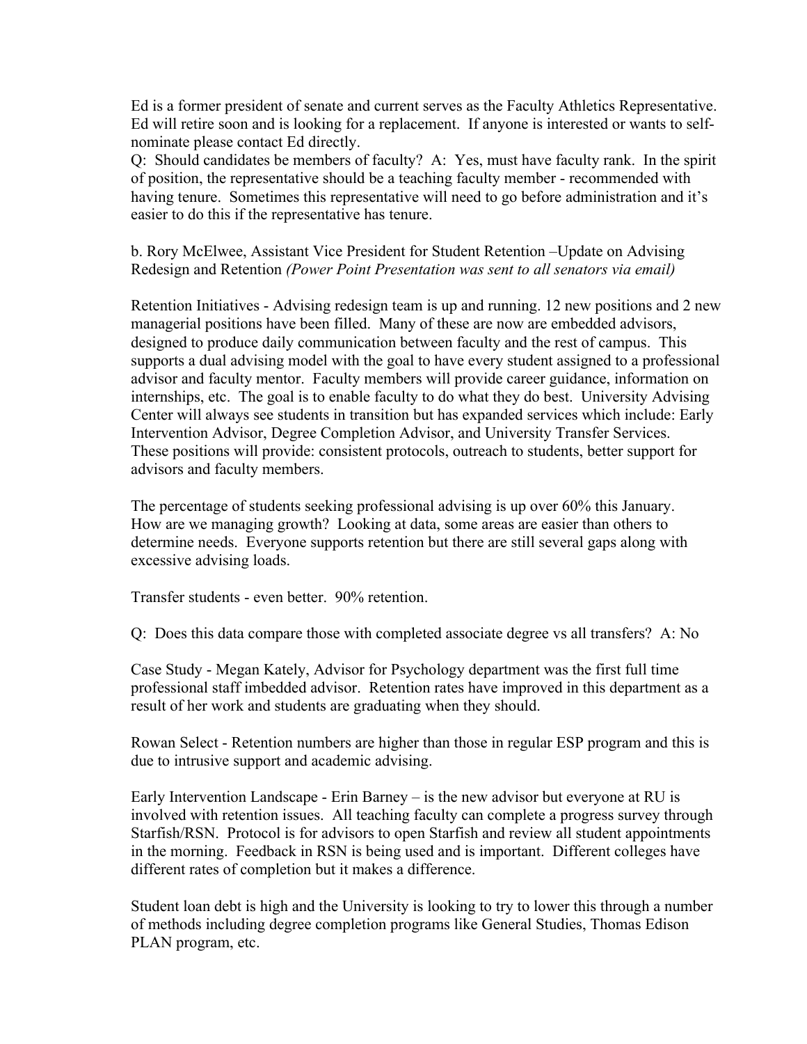Ed is a former president of senate and current serves as the Faculty Athletics Representative. Ed will retire soon and is looking for a replacement. If anyone is interested or wants to self-nominate please contact Ed directly.

Q: Should candidates be members of faculty? A: Yes, must have faculty rank. In the spirit of position, the representative should be a teaching faculty member - recommended with having tenure. Sometimes this representative will need to go before administration and it's easier to do this if the representative has tenure.

b. Rory McElwee, Assistant Vice President for Student Retention –Update on Advising Redesign and Retention *(Power Point Presentation was sent to all senators via email)*

Retention Initiatives - Advising redesign team is up and running. 12 new positions and 2 new managerial positions have been filled. Many of these are now are embedded advisors, designed to produce daily communication between faculty and the rest of campus. This supports a dual advising model with the goal to have every student assigned to a professional advisor and faculty mentor. Faculty members will provide career guidance, information on internships, etc. The goal is to enable faculty to do what they do best. University Advising Center will always see students in transition but has expanded services which include: Early Intervention Advisor, Degree Completion Advisor, and University Transfer Services. These positions will provide: consistent protocols, outreach to students, better support for advisors and faculty members.

The percentage of students seeking professional advising is up over 60% this January. How are we managing growth? Looking at data, some areas are easier than others to determine needs. Everyone supports retention but there are still several gaps along with excessive advising loads.

Transfer students - even better. 90% retention.

Q: Does this data compare those with completed associate degree vs all transfers? A: No

Case Study - Megan Kately, Advisor for Psychology department was the first full time professional staff imbedded advisor. Retention rates have improved in this department as a result of her work and students are graduating when they should.

Rowan Select - Retention numbers are higher than those in regular ESP program and this is due to intrusive support and academic advising.

Early Intervention Landscape - Erin Barney – is the new advisor but everyone at RU is involved with retention issues. All teaching faculty can complete a progress survey through Starfish/RSN. Protocol is for advisors to open Starfish and review all student appointments in the morning. Feedback in RSN is being used and is important. Different colleges have different rates of completion but it makes a difference.

Student loan debt is high and the University is looking to try to lower this through a number of methods including degree completion programs like General Studies, Thomas Edison PLAN program, etc.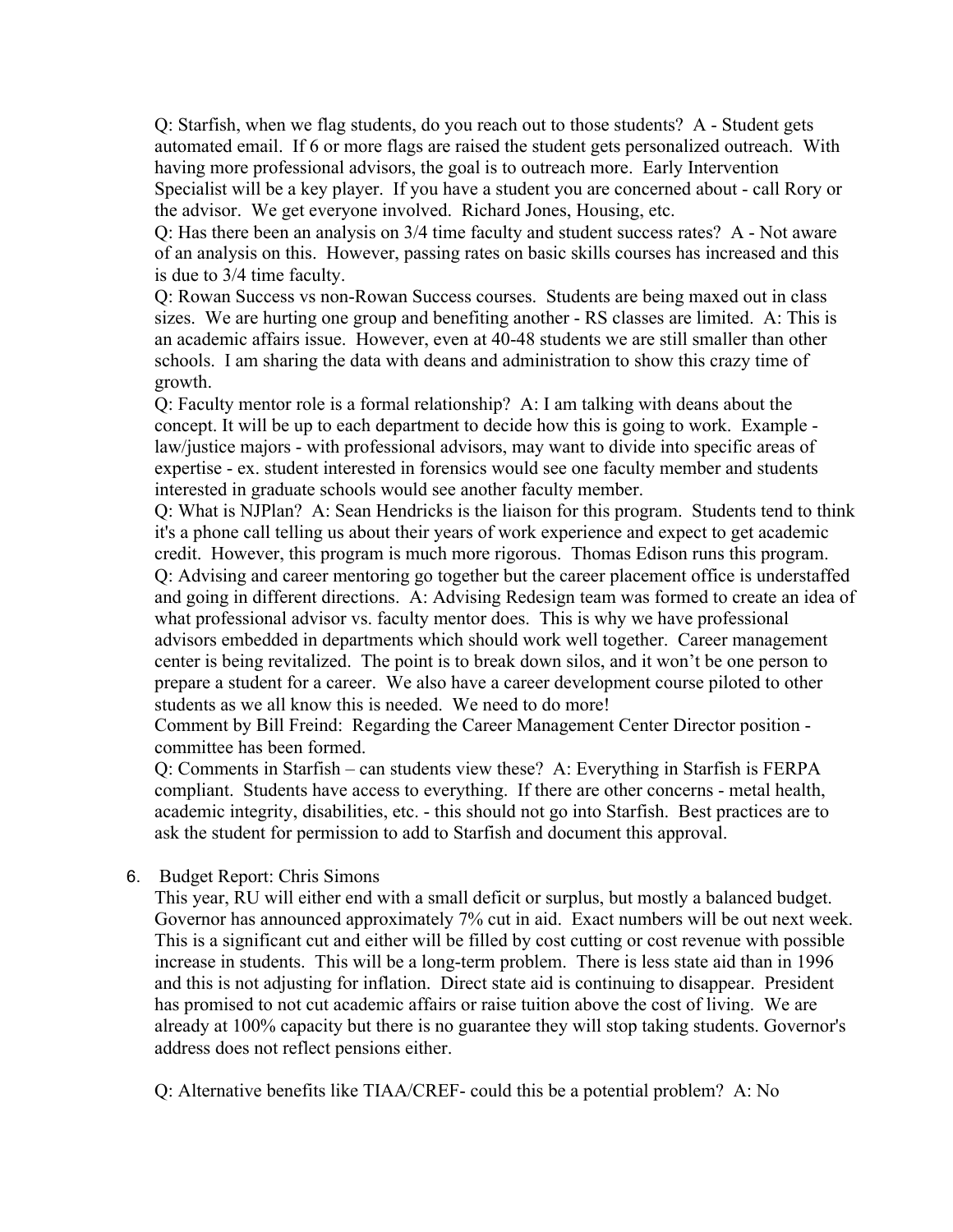Q: Starfish, when we flag students, do you reach out to those students? A - Student gets automated email. If 6 or more flags are raised the student gets personalized outreach. With having more professional advisors, the goal is to outreach more. Early Intervention Specialist will be a key player. If you have a student you are concerned about - call Rory or the advisor. We get everyone involved. Richard Jones, Housing, etc.

Q: Has there been an analysis on 3/4 time faculty and student success rates? A - Not aware of an analysis on this. However, passing rates on basic skills courses has increased and this is due to 3/4 time faculty.

Q: Rowan Success vs non-Rowan Success courses. Students are being maxed out in class sizes. We are hurting one group and benefiting another - RS classes are limited. A: This is an academic affairs issue. However, even at 40-48 students we are still smaller than other schools. I am sharing the data with deans and administration to show this crazy time of growth.

Q: Faculty mentor role is a formal relationship? A: I am talking with deans about the concept. It will be up to each department to decide how this is going to work. Example - law/justice majors - with professional advisors, may want to divide into specific areas of expertise - ex. student interested in forensics would see one faculty member and students interested in graduate schools would see another faculty member.

Q: What is NJPlan? A: Sean Hendricks is the liaison for this program. Students tend to think it's a phone call telling us about their years of work experience and expect to get academic credit. However, this program is much more rigorous. Thomas Edison runs this program.

Q: Advising and career mentoring go together but the career placement office is understaffed and going in different directions. A: Advising Redesign team was formed to create an idea of what professional advisor vs. faculty mentor does. This is why we have professional advisors embedded in departments which should work well together. Career management center is being revitalized. The point is to break down silos, and it won't be one person to prepare a student for a career. We also have a career development course piloted to other students as we all know this is needed. We need to do more!

Comment by Bill Freind: Regarding the Career Management Center Director position - committee has been formed.

Q: Comments in Starfish – can students view these? A: Everything in Starfish is FERPA compliant. Students have access to everything. If there are other concerns - metal health, academic integrity, disabilities, etc. - this should not go into Starfish. Best practices are to ask the student for permission to add to Starfish and document this approval.

6. Budget Report: Chris Simons

This year, RU will either end with a small deficit or surplus, but mostly a balanced budget. Governor has announced approximately 7% cut in aid. Exact numbers will be out next week. This is a significant cut and either will be filled by cost cutting or cost revenue with possible increase in students. This will be a long-term problem. There is less state aid than in 1996 and this is not adjusting for inflation. Direct state aid is continuing to disappear. President has promised to not cut academic affairs or raise tuition above the cost of living. We are already at 100% capacity but there is no guarantee they will stop taking students. Governor's address does not reflect pensions either.

Q: Alternative benefits like TIAA/CREF- could this be a potential problem? A: No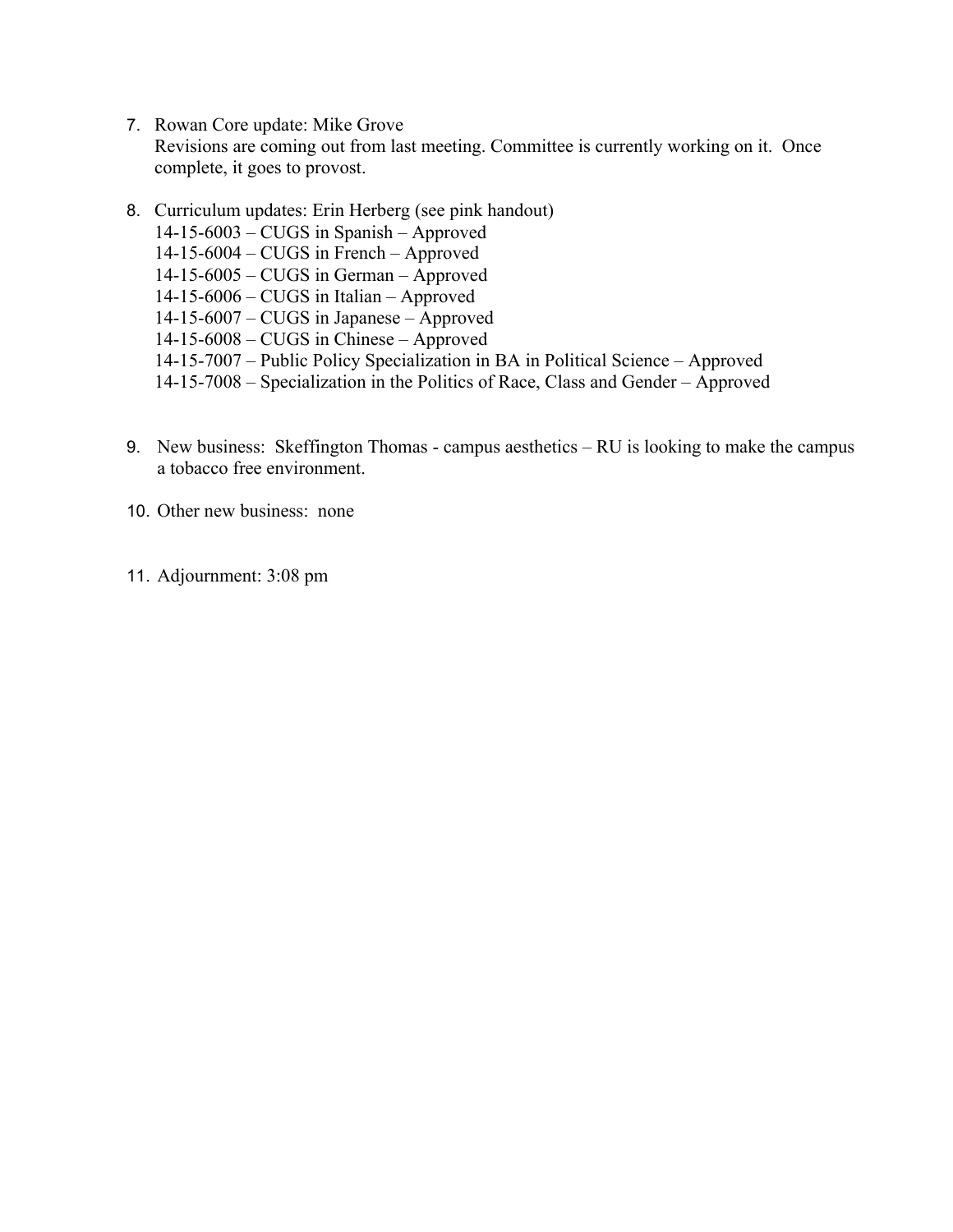7. Rowan Core update: Mike Grove
   Revisions are coming out from last meeting. Committee is currently working on it. Once complete, it goes to provost.

8. Curriculum updates: Erin Herberg (see pink handout)
   14-15-6003 – CUGS in Spanish – Approved
   14-15-6004 – CUGS in French – Approved
   14-15-6005 – CUGS in German – Approved
   14-15-6006 – CUGS in Italian – Approved
   14-15-6007 – CUGS in Japanese – Approved
   14-15-6008 – CUGS in Chinese – Approved
   14-15-7007 – Public Policy Specialization in BA in Political Science – Approved
   14-15-7008 – Specialization in the Politics of Race, Class and Gender – Approved

9. New business: Skeffington Thomas - campus aesthetics – RU is looking to make the campus a tobacco free environment.

10. Other new business: none

11. Adjournment: 3:08 pm